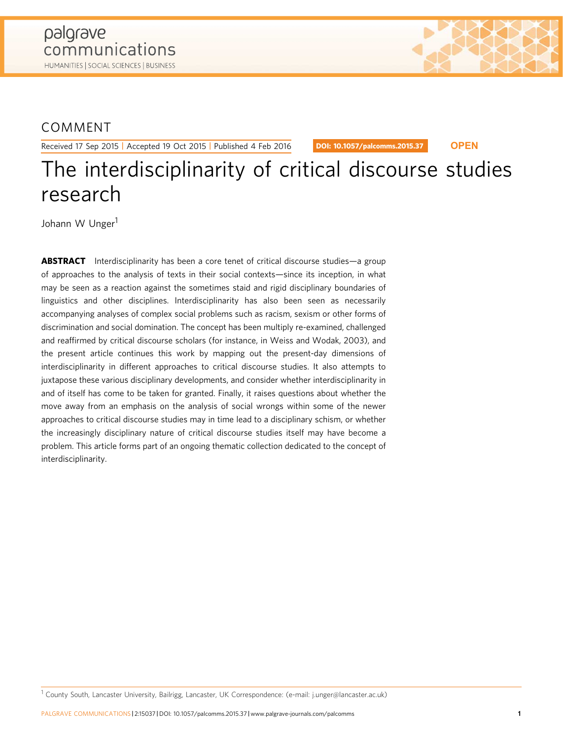COMMENT

Received 17 Sep 2015 | Accepted 19 Oct 2015 | Published 4 Feb 2016

DOI: 10.1057/palcomms.2015.37

OPEN

# The interdisciplinarity of critical discourse studies research

Johann W Unger[1]

**ABSTRACT** Interdisciplinarity has been a core tenet of critical discourse studies—a group of approaches to the analysis of texts in their social contexts—since its inception, in what may be seen as a reaction against the sometimes staid and rigid disciplinary boundaries of linguistics and other disciplines. Interdisciplinarity has also been seen as necessarily accompanying analyses of complex social problems such as racism, sexism or other forms of discrimination and social domination. The concept has been multiply re-examined, challenged and reaffirmed by critical discourse scholars (for instance, in Weiss and Wodak, 2003), and the present article continues this work by mapping out the present-day dimensions of interdisciplinarity in different approaches to critical discourse studies. It also attempts to juxtapose these various disciplinary developments, and consider whether interdisciplinarity in and of itself has come to be taken for granted. Finally, it raises questions about whether the move away from an emphasis on the analysis of social wrongs within some of the newer approaches to critical discourse studies may in time lead to a disciplinary schism, or whether the increasingly disciplinary nature of critical discourse studies itself may have become a problem. This article forms part of an ongoing thematic collection dedicated to the concept of interdisciplinarity.

[1] County South, Lancaster University, Bailrigg, Lancaster, UK Correspondence: (e-mail: j.unger@lancaster.ac.uk)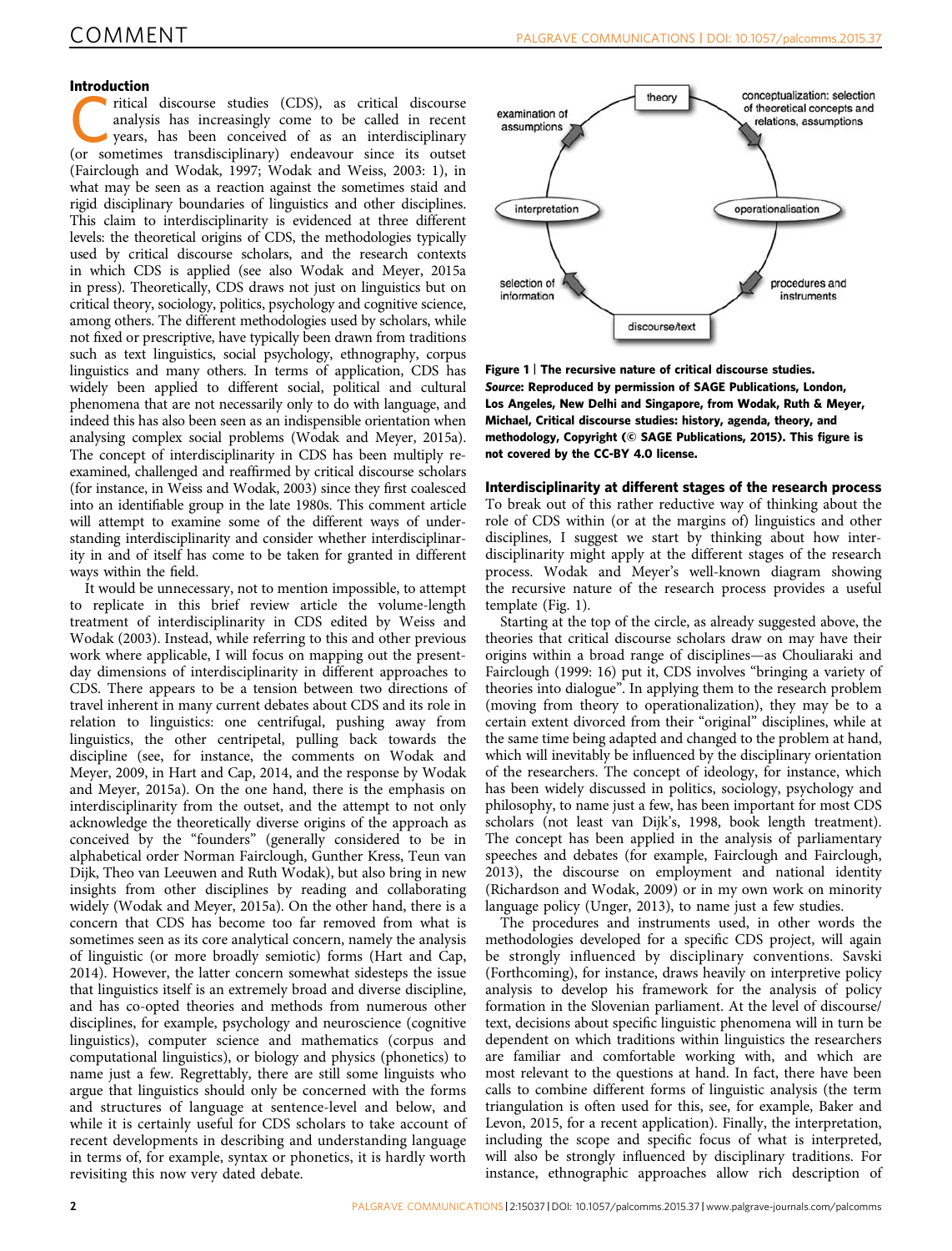## Introduction

Critical discourse studies (CDS), as critical discourse analysis has increasingly come to be called in recent years, has been conceived of as an interdisciplinary (or sometimes transdisciplinary) endeavour since its outset (Fairclough and Wodak, 1997; Wodak and Weiss, 2003: 1), in what may be seen as a reaction against the sometimes staid and rigid disciplinary boundaries of linguistics and other disciplines. This claim to interdisciplinarity is evidenced at three different levels: the theoretical origins of CDS, the methodologies typically used by critical discourse scholars, and the research contexts in which CDS is applied (see also Wodak and Meyer, 2015a in press). Theoretically, CDS draws not just on linguistics but on critical theory, sociology, politics, psychology and cognitive science, among others. The different methodologies used by scholars, while not fixed or prescriptive, have typically been drawn from traditions such as text linguistics, social psychology, ethnography, corpus linguistics and many others. In terms of application, CDS has widely been applied to different social, political and cultural phenomena that are not necessarily only to do with language, and indeed this has also been seen as an indispensible orientation when analysing complex social problems (Wodak and Meyer, 2015a). The concept of interdisciplinarity in CDS has been multiply re-examined, challenged and reaffirmed by critical discourse scholars (for instance, in Weiss and Wodak, 2003) since they first coalesced into an identifiable group in the late 1980s. This comment article will attempt to examine some of the different ways of understanding interdisciplinarity and consider whether interdisciplinarity in and of itself has come to be taken for granted in different ways within the field.

It would be unnecessary, not to mention impossible, to attempt to replicate in this brief review article the volume-length treatment of interdisciplinarity in CDS edited by Weiss and Wodak (2003). Instead, while referring to this and other previous work where applicable, I will focus on mapping out the present-day dimensions of interdisciplinarity in different approaches to CDS. There appears to be a tension between two directions of travel inherent in many current debates about CDS and its role in relation to linguistics: one centrifugal, pushing away from linguistics, the other centripetal, pulling back towards the discipline (see, for instance, the comments on Wodak and Meyer, 2009, in Hart and Cap, 2014, and the response by Wodak and Meyer, 2015a). On the one hand, there is the emphasis on interdisciplinarity from the outset, and the attempt to not only acknowledge the theoretically diverse origins of the approach as conceived by the "founders" (generally considered to be in alphabetical order Norman Fairclough, Gunther Kress, Teun van Dijk, Theo van Leeuwen and Ruth Wodak), but also bring in new insights from other disciplines by reading and collaborating widely (Wodak and Meyer, 2015a). On the other hand, there is a concern that CDS has become too far removed from what is sometimes seen as its core analytical concern, namely the analysis of linguistic (or more broadly semiotic) forms (Hart and Cap, 2014). However, the latter concern somewhat sidesteps the issue that linguistics itself is an extremely broad and diverse discipline, and has co-opted theories and methods from numerous other disciplines, for example, psychology and neuroscience (cognitive linguistics), computer science and mathematics (corpus and computational linguistics), or biology and physics (phonetics) to name just a few. Regrettably, there are still some linguists who argue that linguistics should only be concerned with the forms and structures of language at sentence-level and below, and while it is certainly useful for CDS scholars to take account of recent developments in describing and understanding language in terms of, for example, syntax or phonetics, it is hardly worth revisiting this now very dated debate.

**Figure 1 | The recursive nature of critical discourse studies.** ***Source*: Reproduced by permission of SAGE Publications, London, Los Angeles, New Delhi and Singapore, from Wodak, Ruth & Meyer, Michael, Critical discourse studies: history, agenda, theory, and methodology, Copyright (© SAGE Publications, 2015). This figure is not covered by the CC-BY 4.0 license.**

### Interdisciplinarity at different stages of the research process

To break out of this rather reductive way of thinking about the role of CDS within (or at the margins of) linguistics and other disciplines, I suggest we start by thinking about how interdisciplinarity might apply at the different stages of the research process. Wodak and Meyer's well-known diagram showing the recursive nature of the research process provides a useful template (Fig. 1).

Starting at the top of the circle, as already suggested above, the theories that critical discourse scholars draw on may have their origins within a broad range of disciplines—as Chouliaraki and Fairclough (1999: 16) put it, CDS involves "bringing a variety of theories into dialogue". In applying them to the research problem (moving from theory to operationalization), they may be to a certain extent divorced from their "original" disciplines, while at the same time being adapted and changed to the problem at hand, which will inevitably be influenced by the disciplinary orientation of the researchers. The concept of ideology, for instance, which has been widely discussed in politics, sociology, psychology and philosophy, to name just a few, has been important for most CDS scholars (not least van Dijk's, 1998, book length treatment). The concept has been applied in the analysis of parliamentary speeches and debates (for example, Fairclough and Fairclough, 2013), the discourse on employment and national identity (Richardson and Wodak, 2009) or in my own work on minority language policy (Unger, 2013), to name just a few studies.

The procedures and instruments used, in other words the methodologies developed for a specific CDS project, will again be strongly influenced by disciplinary conventions. Savski (Forthcoming), for instance, draws heavily on interpretive policy analysis to develop his framework for the analysis of policy formation in the Slovenian parliament. At the level of discourse/text, decisions about specific linguistic phenomena will in turn be dependent on which traditions within linguistics the researchers are familiar and comfortable working with, and which are most relevant to the questions at hand. In fact, there have been calls to combine different forms of linguistic analysis (the term triangulation is often used for this, see, for example, Baker and Levon, 2015, for a recent application). Finally, the interpretation, including the scope and specific focus of what is interpreted, will also be strongly influenced by disciplinary traditions. For instance, ethnographic approaches allow rich description of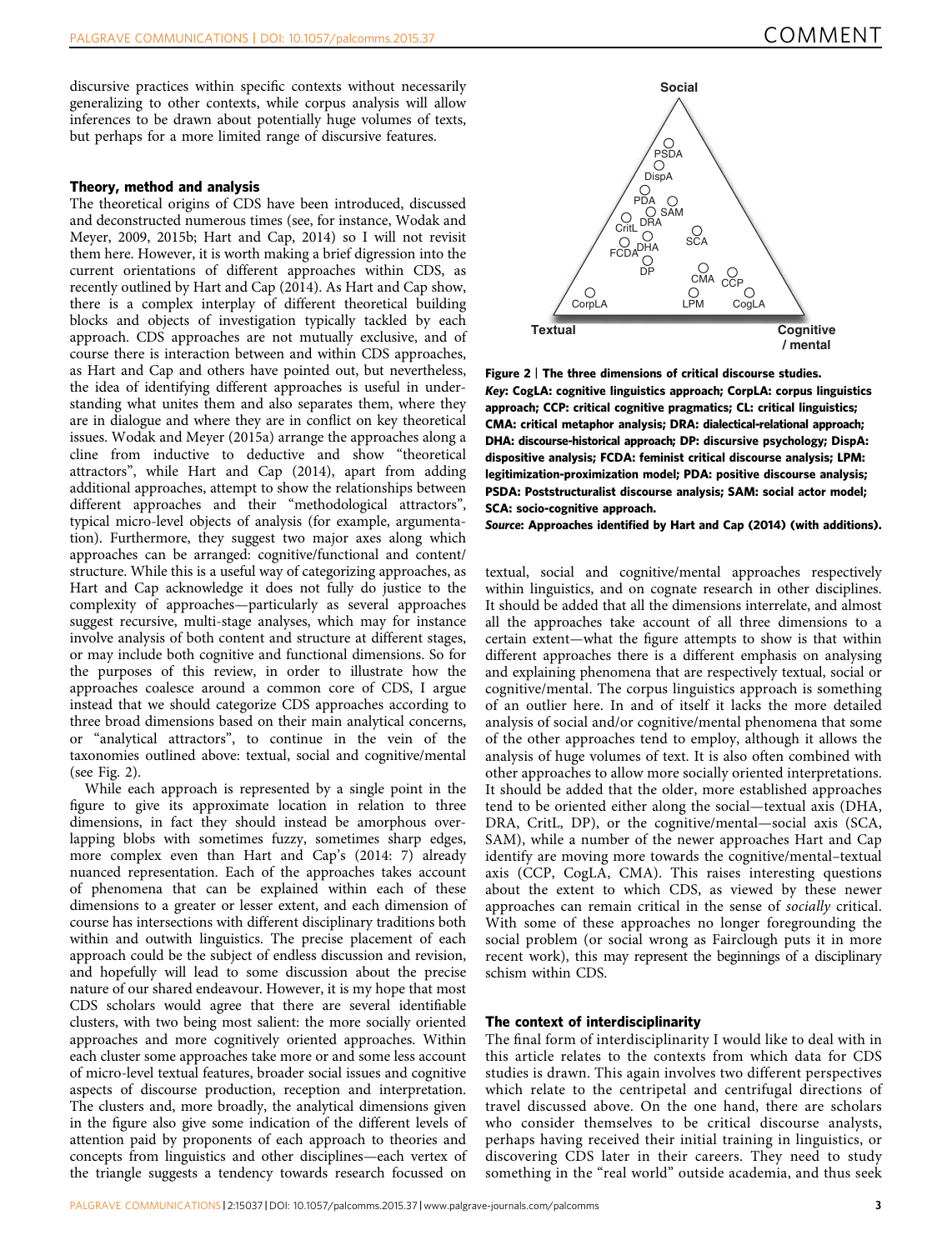discursive practices within specific contexts without necessarily generalizing to other contexts, while corpus analysis will allow inferences to be drawn about potentially huge volumes of texts, but perhaps for a more limited range of discursive features.

### Theory, method and analysis

The theoretical origins of CDS have been introduced, discussed and deconstructed numerous times (see, for instance, Wodak and Meyer, 2009, 2015b; Hart and Cap, 2014) so I will not revisit them here. However, it is worth making a brief digression into the current orientations of different approaches within CDS, as recently outlined by Hart and Cap (2014). As Hart and Cap show, there is a complex interplay of different theoretical building blocks and objects of investigation typically tackled by each approach. CDS approaches are not mutually exclusive, and of course there is interaction between and within CDS approaches, as Hart and Cap and others have pointed out, but nevertheless, the idea of identifying different approaches is useful in understanding what unites them and also separates them, where they are in dialogue and where they are in conflict on key theoretical issues. Wodak and Meyer (2015a) arrange the approaches along a cline from inductive to deductive and show "theoretical attractors", while Hart and Cap (2014), apart from adding additional approaches, attempt to show the relationships between different approaches and their "methodological attractors", typical micro-level objects of analysis (for example, argumentation). Furthermore, they suggest two major axes along which approaches can be arranged: cognitive/functional and content/structure. While this is a useful way of categorizing approaches, as Hart and Cap acknowledge it does not fully do justice to the complexity of approaches—particularly as several approaches suggest recursive, multi-stage analyses, which may for instance involve analysis of both content and structure at different stages, or may include both cognitive and functional dimensions. So for the purposes of this review, in order to illustrate how the approaches coalesce around a common core of CDS, I argue instead that we should categorize CDS approaches according to three broad dimensions based on their main analytical concerns, or "analytical attractors", to continue in the vein of the taxonomies outlined above: textual, social and cognitive/mental (see Fig. 2).

While each approach is represented by a single point in the figure to give its approximate location in relation to three dimensions, in fact they should instead be amorphous overlapping blobs with sometimes fuzzy, sometimes sharp edges, more complex even than Hart and Cap's (2014: 7) already nuanced representation. Each of the approaches takes account of phenomena that can be explained within each of these dimensions to a greater or lesser extent, and each dimension of course has intersections with different disciplinary traditions both within and outwith linguistics. The precise placement of each approach could be the subject of endless discussion and revision, and hopefully will lead to some discussion about the precise nature of our shared endeavour. However, it is my hope that most CDS scholars would agree that there are several identifiable clusters, with two being most salient: the more socially oriented approaches and more cognitively oriented approaches. Within each cluster some approaches take more or and some less account of micro-level textual features, broader social issues and cognitive aspects of discourse production, reception and interpretation. The clusters and, more broadly, the analytical dimensions given in the figure also give some indication of the different levels of attention paid by proponents of each approach to theories and concepts from linguistics and other disciplines—each vertex of the triangle suggests a tendency towards research focussed on textual, social and cognitive/mental approaches respectively within linguistics, and on cognate research in other disciplines. It should be added that all the dimensions interrelate, and almost all the approaches take account of all three dimensions to a certain extent—what the figure attempts to show is that within different approaches there is a different emphasis on analysing and explaining phenomena that are respectively textual, social or cognitive/mental. The corpus linguistics approach is something of an outlier here. In and of itself it lacks the more detailed analysis of social and/or cognitive/mental phenomena that some of the other approaches tend to employ, although it allows the analysis of huge volumes of text. It is also often combined with other approaches to allow more socially oriented interpretations. It should be added that the older, more established approaches tend to be oriented either along the social—textual axis (DHA, DRA, CritL, DP), or the cognitive/mental—social axis (SCA, SAM), while a number of the newer approaches Hart and Cap identify are moving more towards the cognitive/mental–textual axis (CCP, CogLA, CMA). This raises interesting questions about the extent to which CDS, as viewed by these newer approaches can remain critical in the sense of *socially* critical. With some of these approaches no longer foregrounding the social problem (or social wrong as Fairclough puts it in more recent work), this may represent the beginnings of a disciplinary schism within CDS.

Social

PSDA
DispA
PDA
SAM
DRA
CritL
SCA
DHA
FCDA
DP
CMA
CCP
CorpLA
LPM
CogLA

Textual

Cognitive / mental

**Figure 2 | The three dimensions of critical discourse studies.**
***Key*: CogLA: cognitive linguistics approach; CorpLA: corpus linguistics approach; CCP: critical cognitive pragmatics; CL: critical linguistics; CMA: critical metaphor analysis; DRA: dialectical-relational approach; DHA: discourse-historical approach; DP: discursive psychology; DispA: dispositive analysis; FCDA: feminist critical discourse analysis; LPM: legitimization-proximization model; PDA: positive discourse analysis; PSDA: Poststructuralist discourse analysis; SAM: social actor model; SCA: socio-cognitive approach.**
***Source*: Approaches identified by Hart and Cap (2014) (with additions).**

### The context of interdisciplinarity

The final form of interdisciplinarity I would like to deal with in this article relates to the contexts from which data for CDS studies is drawn. This again involves two different perspectives which relate to the centripetal and centrifugal directions of travel discussed above. On the one hand, there are scholars who consider themselves to be critical discourse analysts, perhaps having received their initial training in linguistics, or discovering CDS later in their careers. They need to study something in the "real world" outside academia, and thus seek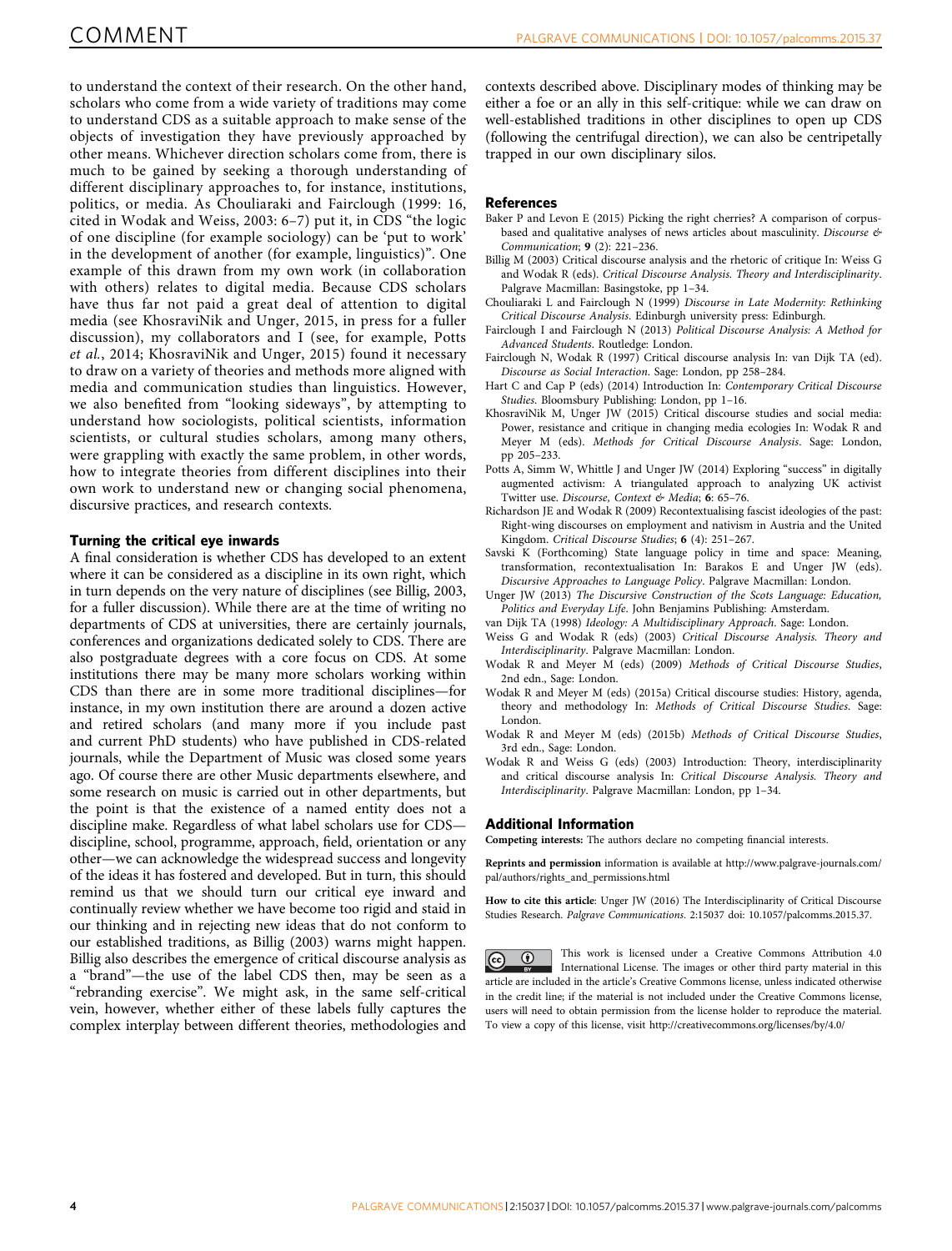to understand the context of their research. On the other hand, scholars who come from a wide variety of traditions may come to understand CDS as a suitable approach to make sense of the objects of investigation they have previously approached by other means. Whichever direction scholars come from, there is much to be gained by seeking a thorough understanding of different disciplinary approaches to, for instance, institutions, politics, or media. As Chouliaraki and Fairclough (1999: 16, cited in Wodak and Weiss, 2003: 6–7) put it, in CDS "the logic of one discipline (for example sociology) can be 'put to work' in the development of another (for example, linguistics)". One example of this drawn from my own work (in collaboration with others) relates to digital media. Because CDS scholars have thus far not paid a great deal of attention to digital media (see KhosraviNik and Unger, 2015, in press for a fuller discussion), my collaborators and I (see, for example, Potts *et al.*, 2014; KhosraviNik and Unger, 2015) found it necessary to draw on a variety of theories and methods more aligned with media and communication studies than linguistics. However, we also benefited from "looking sideways", by attempting to understand how sociologists, political scientists, information scientists, or cultural studies scholars, among many others, were grappling with exactly the same problem, in other words, how to integrate theories from different disciplines into their own work to understand new or changing social phenomena, discursive practices, and research contexts.

## Turning the critical eye inwards

A final consideration is whether CDS has developed to an extent where it can be considered as a discipline in its own right, which in turn depends on the very nature of disciplines (see Billig, 2003, for a fuller discussion). While there are at the time of writing no departments of CDS at universities, there are certainly journals, conferences and organizations dedicated solely to CDS. There are also postgraduate degrees with a core focus on CDS. At some institutions there may be many more scholars working within CDS than there are in some more traditional disciplines—for instance, in my own institution there are around a dozen active and retired scholars (and many more if you include past and current PhD students) who have published in CDS-related journals, while the Department of Music was closed some years ago. Of course there are other Music departments elsewhere, and some research on music is carried out in other departments, but the point is that the existence of a named entity does not a discipline make. Regardless of what label scholars use for CDS—discipline, school, programme, approach, field, orientation or any other—we can acknowledge the widespread success and longevity of the ideas it has fostered and developed. But in turn, this should remind us that we should turn our critical eye inward and continually review whether we have become too rigid and staid in our thinking and in rejecting new ideas that do not conform to our established traditions, as Billig (2003) warns might happen. Billig also describes the emergence of critical discourse analysis as a "brand"—the use of the label CDS then, may be seen as a "rebranding exercise". We might ask, in the same self-critical vein, however, whether either of these labels fully captures the complex interplay between different theories, methodologies and contexts described above. Disciplinary modes of thinking may be either a foe or an ally in this self-critique: while we can draw on well-established traditions in other disciplines to open up CDS (following the centrifugal direction), we can also be centripetally trapped in our own disciplinary silos.

## References

Baker P and Levon E (2015) Picking the right cherries? A comparison of corpus-based and qualitative analyses of news articles about masculinity. *Discourse & Communication*; **9** (2): 221–236.

Billig M (2003) Critical discourse analysis and the rhetoric of critique In: Weiss G and Wodak R (eds). *Critical Discourse Analysis. Theory and Interdisciplinarity*. Palgrave Macmillan: Basingstoke, pp 1–34.

Chouliaraki L and Fairclough N (1999) *Discourse in Late Modernity: Rethinking Critical Discourse Analysis*. Edinburgh university press: Edinburgh.

Fairclough I and Fairclough N (2013) *Political Discourse Analysis: A Method for Advanced Students*. Routledge: London.

Fairclough N, Wodak R (1997) Critical discourse analysis In: van Dijk TA (ed). *Discourse as Social Interaction*. Sage: London, pp 258–284.

Hart C and Cap P (eds) (2014) Introduction In: *Contemporary Critical Discourse Studies*. Bloomsbury Publishing: London, pp 1–16.

KhosraviNik M, Unger JW (2015) Critical discourse studies and social media: Power, resistance and critique in changing media ecologies In: Wodak R and Meyer M (eds). *Methods for Critical Discourse Analysis*. Sage: London, pp 205–233.

Potts A, Simm W, Whittle J and Unger JW (2014) Exploring "success" in digitally augmented activism: A triangulated approach to analyzing UK activist Twitter use. *Discourse, Context & Media*; **6**: 65–76.

Richardson JE and Wodak R (2009) Recontextualising fascist ideologies of the past: Right-wing discourses on employment and nativism in Austria and the United Kingdom. *Critical Discourse Studies*; **6** (4): 251–267.

Savski K (Forthcoming) State language policy in time and space: Meaning, transformation, recontextualisation In: Barakos E and Unger JW (eds). *Discursive Approaches to Language Policy*. Palgrave Macmillan: London.

Unger JW (2013) *The Discursive Construction of the Scots Language: Education, Politics and Everyday Life*. John Benjamins Publishing: Amsterdam.

van Dijk TA (1998) *Ideology: A Multidisciplinary Approach*. Sage: London.

Weiss G and Wodak R (eds) (2003) *Critical Discourse Analysis. Theory and Interdisciplinarity*. Palgrave Macmillan: London.

Wodak R and Meyer M (eds) (2009) *Methods of Critical Discourse Studies*, 2nd edn., Sage: London.

Wodak R and Meyer M (eds) (2015a) Critical discourse studies: History, agenda, theory and methodology In: *Methods of Critical Discourse Studies*. Sage: London.

Wodak R and Meyer M (eds) (2015b) *Methods of Critical Discourse Studies*, 3rd edn., Sage: London.

Wodak R and Weiss G (eds) (2003) Introduction: Theory, interdisciplinarity and critical discourse analysis In: *Critical Discourse Analysis. Theory and Interdisciplinarity*. Palgrave Macmillan: London, pp 1–34.

## Additional Information

**Competing interests:** The authors declare no competing financial interests.

**Reprints and permission** information is available at http://www.palgrave-journals.com/pal/authors/rights_and_permissions.html

**How to cite this article**: Unger JW (2016) The Interdisciplinarity of Critical Discourse Studies Research. *Palgrave Communications*. 2:15037 doi: 10.1057/palcomms.2015.37.

This work is licensed under a Creative Commons Attribution 4.0 International License. The images or other third party material in this article are included in the article's Creative Commons license, unless indicated otherwise in the credit line; if the material is not included under the Creative Commons license, users will need to obtain permission from the license holder to reproduce the material. To view a copy of this license, visit http://creativecommons.org/licenses/by/4.0/